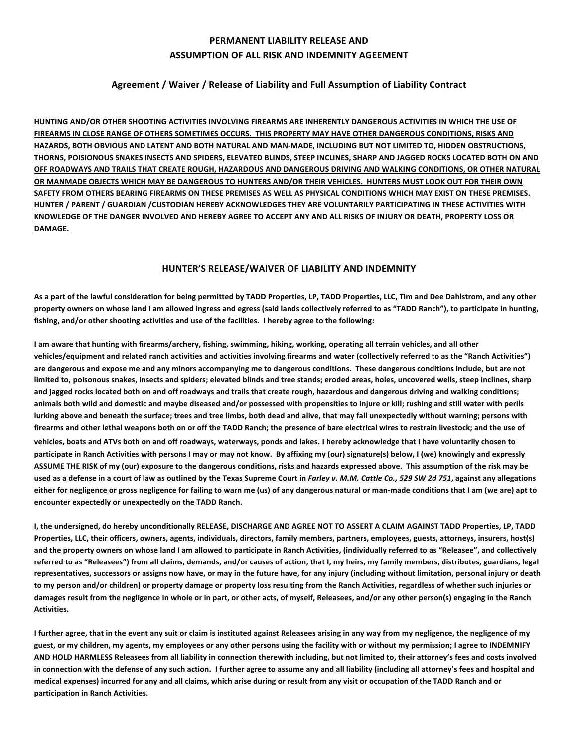# PERMANENT LIABILITY RELEASE AND ASSUMPTION OF ALL RISK AND INDEMNITY AGEEMENT

## Agreement / Waiver / Release of Liability and Full Assumption of Liability Contract

**HUNTING AND/OR OTHER SHOOTING ACTIVITIES INVOLVING FIREARMS ARE INHERENTLY DANGEROUS ACTIVITIES IN WHICH THE USE OF FIREARMS IN CLOSE RANGE OF OTHERS SOMETIMES OCCURS. THIS PROPERTY MAY HAVE OTHER DANGEROUS CONDITIONS, RISKS AND HAZARDS, BOTH OBVIOUS AND LATENT AND BOTH NATURAL AND MAN-MADE, INCLUDING BUT NOT LIMITED TO, HIDDEN OBSTRUCTIONS, THORNS, POISIONOUS SNAKES INSECTS AND SPIDERS, ELEVATED BLINDS, STEEP INCLINES, SHARP AND JAGGED ROCKS LOCATED BOTH ON AND OFF ROADWAYS AND TRAILS THAT CREATE ROUGH, HAZARDOUS AND DANGEROUS DRIVING AND WALKING CONDITIONS, OR OTHER NATURAL OR MANMADE OBJECTS WHICH MAY BE DANGEROUS TO HUNTERS AND/OR THEIR VEHICLES. HUNTERS MUST LOOK OUT FOR THEIR OWN SAFETY FROM OTHERS BEARING FIREARMS ON THESE PREMISES AS WELL AS PHYSICAL CONDITIONS WHICH MAY EXIST ON THESE PREMISES. HUNTER / PARENT / GUARDIAN /CUSTODIAN HEREBY ACKNOWLEDGES THEY ARE VOLUNTARILY PARTICIPATING IN THESE ACTIVITIES WITH KNOWLEDGE OF THE DANGER INVOLVED AND HEREBY AGREE TO ACCEPT ANY AND ALL RISKS OF INJURY OR DEATH, PROPERTY LOSS OR DAMAGE.**

## HUNTER'S RELEASE/WAIVER OF LIABILITY AND INDEMNITY

**As a part of the lawful consideration for being permitted by TADD Properties, LP, TADD Properties, LLC, Tim and Dee Dahlstrom, and any other property owners on whose land I am allowed ingress and egress (said lands collectively referred to as "TADD Ranch"), to participate in hunting, fishing, and/or other shooting activities and use of the facilities. I hereby agree to the following:**

**I am aware that hunting with firearms/archery, fishing, swimming, hiking, working, operating all terrain vehicles, and all other vehicles/equipment and related ranch activities and activities involving firearms and water (collectively referred to as the "Ranch Activities") are dangerous and expose me and any minors accompanying me to dangerous conditions. These dangerous conditions include, but are not limited to, poisonous snakes, insects and spiders; elevated blinds and tree stands; eroded areas, holes, uncovered wells, steep inclines, sharp and jagged rocks located both on and off roadways and trails that create rough, hazardous and dangerous driving and walking conditions; animals both wild and domestic and maybe diseased and/or possessed with propensities to injure or kill; rushing and still water with perils lurking above and beneath the surface; trees and tree limbs, both dead and alive, that may fall unexpectedly without warning; persons with firearms and other lethal weapons both on or off the TADD Ranch; the presence of bare electrical wires to restrain livestock; and the use of vehicles, boats and ATVs both on and off roadways, waterways, ponds and lakes. I hereby acknowledge that I have voluntarily chosen to participate in Ranch Activities with persons I may or may not know. By affixing my (our) signature(s) below, I (we) knowingly and expressly ASSUME THE RISK of my (our) exposure to the dangerous conditions, risks and hazards expressed above. This assumption of the risk may be used as a defense in a court of law as outlined by the Texas Supreme Court in *Farley v. M.M. Cattle Co., 529 SW 2d 751*, against any allegations either for negligence or gross negligence for failing to warn me (us) of any dangerous natural or man-made conditions that I am (we are) apt to encounter expectedly or unexpectedly on the TADD Ranch.**

**I, the undersigned, do hereby unconditionally RELEASE, DISCHARGE AND AGREE NOT TO ASSERT A CLAIM AGAINST TADD Properties, LP, TADD Properties, LLC, their officers, owners, agents, individuals, directors, family members, partners, employees, guests, attorneys, insurers, host(s) and the property owners on whose land I am allowed to participate in Ranch Activities, (individually referred to as "Releasee", and collectively referred to as "Releasees") from all claims, demands, and/or causes of action, that I, my heirs, my family members, distributes, guardians, legal representatives, successors or assigns now have, or may in the future have, for any injury (including without limitation, personal injury or death to my person and/or children) or property damage or property loss resulting from the Ranch Activities, regardless of whether such injuries or damages result from the negligence in whole or in part, or other acts, of myself, Releasees, and/or any other person(s) engaging in the Ranch Activities.**

**I further agree, that in the event any suit or claim is instituted against Releasees arising in any way from my negligence, the negligence of my guest, or my children, my agents, my employees or any other persons using the facility with or without my permission; I agree to INDEMNIFY AND HOLD HARMLESS Releasees from all liability in connection therewith including, but not limited to, their attorney's fees and costs involved in connection with the defense of any such action. I further agree to assume any and all liability (including all attorney's fees and hospital and medical expenses) incurred for any and all claims, which arise during or result from any visit or occupation of the TADD Ranch and or participation in Ranch Activities.**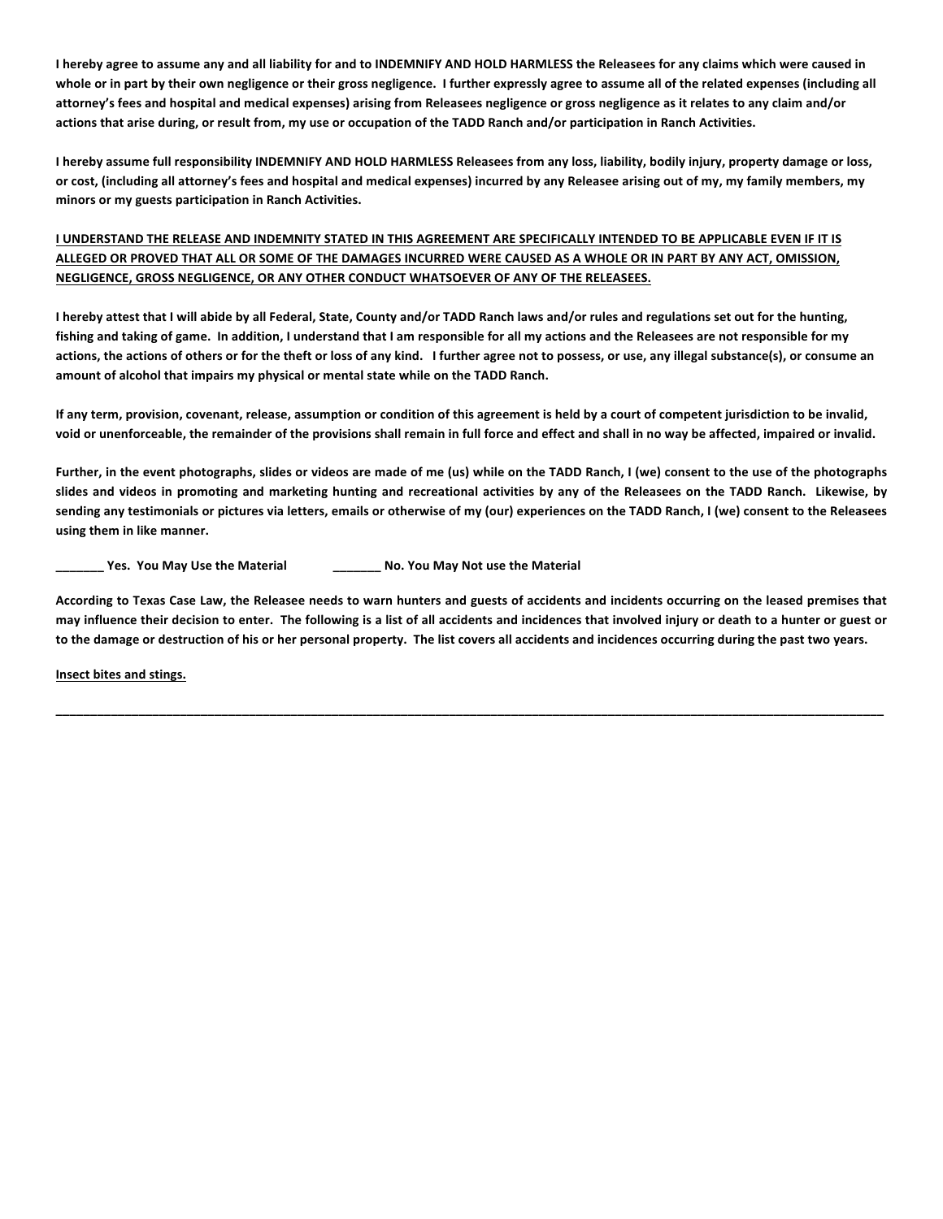**I hereby agree to assume any and all liability for and to INDEMNIFY AND HOLD HARMLESS the Releasees for any claims which were caused in whole or in part by their own negligence or their gross negligence. I further expressly agree to assume all of the related expenses (including all attorney's fees and hospital and medical expenses) arising from Releasees negligence or gross negligence as it relates to any claim and/or actions that arise during, or result from, my use or occupation of the TADD Ranch and/or participation in Ranch Activities.**

**I hereby assume full responsibility INDEMNIFY AND HOLD HARMLESS Releasees from any loss, liability, bodily injury, property damage or loss, or cost, (including all attorney's fees and hospital and medical expenses) incurred by any Releasee arising out of my, my family members, my minors or my guests participation in Ranch Activities.**

<u>**I UNDERSTAND THE RELEASE AND INDEMNITY STATED IN THIS AGREEMENT ARE SPECIFICALLY INTENDED TO BE APPLICABLE EVEN IF IT IS ALLEGED OR PROVED THAT ALL OR SOME OF THE DAMAGES INCURRED WERE CAUSED AS A WHOLE OR IN PART BY ANY ACT, OMISSION, NEGLIGENCE, GROSS NEGLIGENCE, OR ANY OTHER CONDUCT WHATSOEVER OF ANY OF THE RELEASEES.**</u>

**I hereby attest that I will abide by all Federal, State, County and/or TADD Ranch laws and/or rules and regulations set out for the hunting, fishing and taking of game. In addition, I understand that I am responsible for all my actions and the Releasees are not responsible for my actions, the actions of others or for the theft or loss of any kind. I further agree not to possess, or use, any illegal substance(s), or consume an amount of alcohol that impairs my physical or mental state while on the TADD Ranch.**

**If any term, provision, covenant, release, assumption or condition of this agreement is held by a court of competent jurisdiction to be invalid, void or unenforceable, the remainder of the provisions shall remain in full force and effect and shall in no way be affected, impaired or invalid.**

**Further, in the event photographs, slides or videos are made of me (us) while on the TADD Ranch, I (we) consent to the use of the photographs slides and videos in promoting and marketing hunting and recreational activities by any of the Releasees on the TADD Ranch. Likewise, by sending any testimonials or pictures via letters, emails or otherwise of my (our) experiences on the TADD Ranch, I (we) consent to the Releasees using them in like manner.**

**_______ Yes. You May Use the Material** **_______ No. You May Not use the Material**

**According to Texas Case Law, the Releasee needs to warn hunters and guests of accidents and incidents occurring on the leased premises that may influence their decision to enter. The following is a list of all accidents and incidences that involved injury or death to a hunter or guest or to the damage or destruction of his or her personal property. The list covers all accidents and incidences occurring during the past two years.**

<u>**Insect bites and stings.**</u>

______________________________________________________________________________________________________________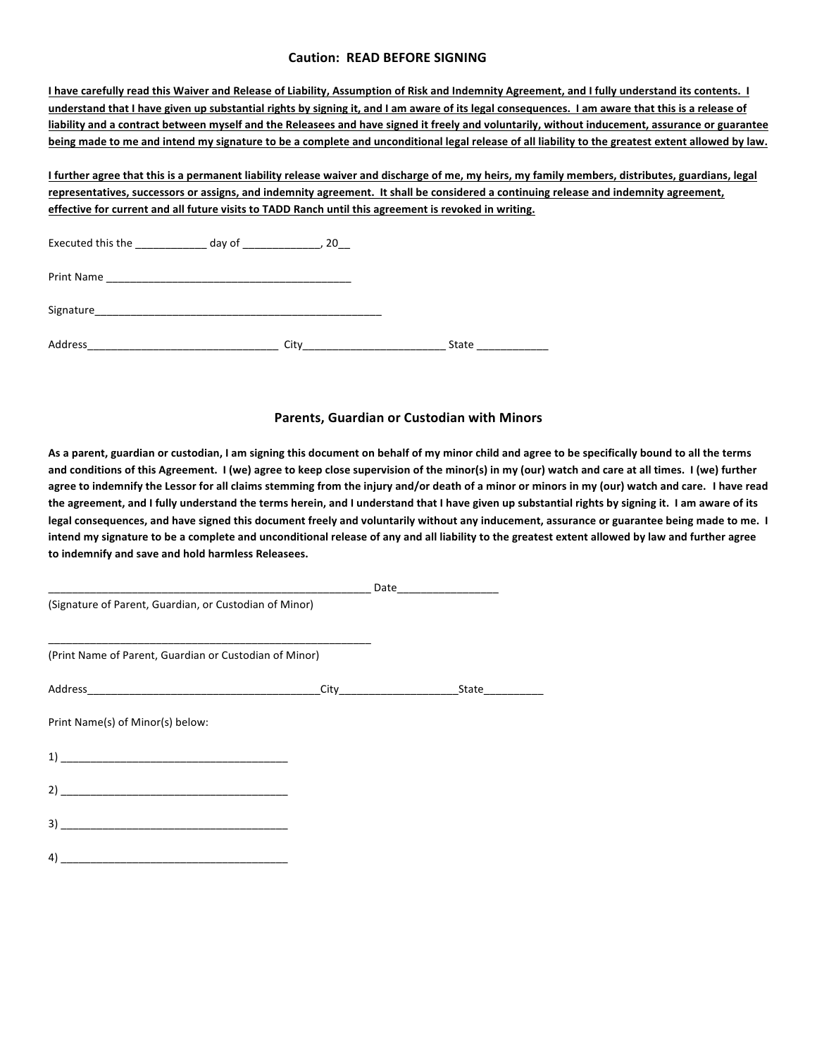## Caution: READ BEFORE SIGNING

**I have carefully read this Waiver and Release of Liability, Assumption of Risk and Indemnity Agreement, and I fully understand its contents. I understand that I have given up substantial rights by signing it, and I am aware of its legal consequences. I am aware that this is a release of liability and a contract between myself and the Releasees and have signed it freely and voluntarily, without inducement, assurance or guarantee being made to me and intend my signature to be a complete and unconditional legal release of all liability to the greatest extent allowed by law.**

**I further agree that this is a permanent liability release waiver and discharge of me, my heirs, my family members, distributes, guardians, legal representatives, successors or assigns, and indemnity agreement. It shall be considered a continuing release and indemnity agreement, effective for current and all future visits to TADD Ranch until this agreement is revoked in writing.**

Executed this the ____________ day of _____________, 20__

Print Name __________________________________________

Signature__________________________________________________

Address________________________________ City________________________ State ____________

## Parents, Guardian or Custodian with Minors

**As a parent, guardian or custodian, I am signing this document on behalf of my minor child and agree to be specifically bound to all the terms and conditions of this Agreement. I (we) agree to keep close supervision of the minor(s) in my (our) watch and care at all times. I (we) further agree to indemnify the Lessor for all claims stemming from the injury and/or death of a minor or minors in my (our) watch and care. I have read the agreement, and I fully understand the terms herein, and I understand that I have given up substantial rights by signing it. I am aware of its legal consequences, and have signed this document freely and voluntarily without any inducement, assurance or guarantee being made to me. I intend my signature to be a complete and unconditional release of any and all liability to the greatest extent allowed by law and further agree to indemnify and save and hold harmless Releasees.**

_______________________________________________________ Date_________________

(Signature of Parent, Guardian, or Custodian of Minor)

_______________________________________________________

(Print Name of Parent, Guardian or Custodian of Minor)

Address_______________________________________City____________________State__________

Print Name(s) of Minor(s) below:

1) ______________________________________

2) ______________________________________

3) ______________________________________

4) ______________________________________